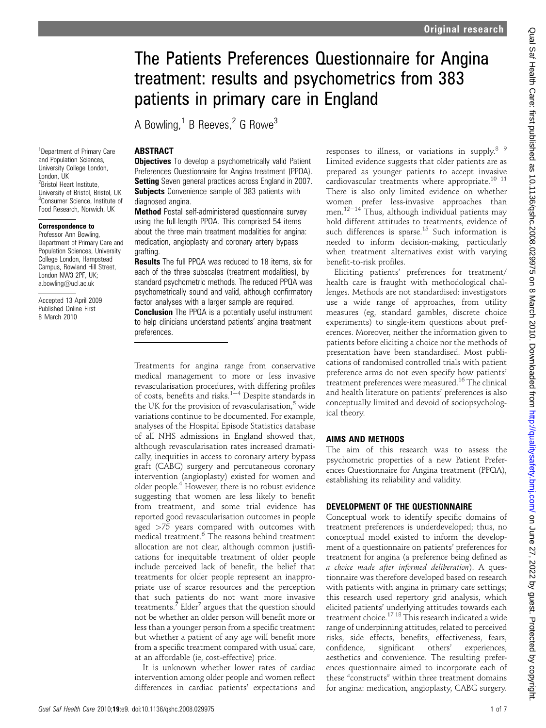# The Patients Preferences Questionnaire for Angina treatment: results and psychometrics from 383 patients in primary care in England

A Bowling,[1] B Reeves,[2] G Rowe[3]

[1]Department of Primary Care and Population Sciences, University College London, London, UK
[2]Bristol Heart Institute, University of Bristol, Bristol, UK
[3]Consumer Science, Institute of Food Research, Norwich, UK

**Correspondence to**
Professor Ann Bowling, Department of Primary Care and Population Sciences, University College London, Hampstead Campus, Rowland Hill Street, London NW3 2PF, UK; a.bowling@ucl.ac.uk

Accepted 13 April 2009
Published Online First
8 March 2010

## ABSTRACT

**Objectives** To develop a psychometrically valid Patient Preferences Questionnaire for Angina treatment (PPQA).
**Setting** Seven general practices across England in 2007.
**Subjects** Convenience sample of 383 patients with diagnosed angina.
**Method** Postal self-administered questionnaire survey using the full-length PPQA. This comprised 54 items about the three main treatment modalities for angina: medication, angioplasty and coronary artery bypass grafting.
**Results** The full PPQA was reduced to 18 items, six for each of the three subscales (treatment modalities), by standard psychometric methods. The reduced PPQA was psychometrically sound and valid, although confirmatory factor analyses with a larger sample are required.
**Conclusion** The PPQA is a potentially useful instrument to help clinicians understand patients' angina treatment preferences.

Treatments for angina range from conservative medical management to more or less invasive revascularisation procedures, with differing profiles of costs, benefits and risks.[1–4] Despite standards in the UK for the provision of revascularisation,[5] wide variations continue to be documented. For example, analyses of the Hospital Episode Statistics database of all NHS admissions in England showed that, although revascularisation rates increased dramatically, inequities in access to coronary artery bypass graft (CABG) surgery and percutaneous coronary intervention (angioplasty) existed for women and older people.[4] However, there is no robust evidence suggesting that women are less likely to benefit from treatment, and some trial evidence has reported good revascularisation outcomes in people aged >75 years compared with outcomes with medical treatment.[6] The reasons behind treatment allocation are not clear, although common justifications for inequitable treatment of older people include perceived lack of benefit, the belief that treatments for older people represent an inappropriate use of scarce resources and the perception that such patients do not want more invasive treatments.[7] Elder[7] argues that the question should not be whether an older person will benefit more or less than a younger person from a specific treatment but whether a patient of any age will benefit more from a specific treatment compared with usual care, at an affordable (ie, cost-effective) price.

It is unknown whether lower rates of cardiac intervention among older people and women reflect differences in cardiac patients' expectations and responses to illness, or variations in supply.[8 9] Limited evidence suggests that older patients are as prepared as younger patients to accept invasive cardiovascular treatments where appropriate.[10 11] There is also only limited evidence on whether women prefer less-invasive approaches than men.[12–14] Thus, although individual patients may hold different attitudes to treatments, evidence of such differences is sparse.[15] Such information is needed to inform decision-making, particularly when treatment alternatives exist with varying benefit-to-risk profiles.

Eliciting patients' preferences for treatment/health care is fraught with methodological challenges. Methods are not standardised: investigators use a wide range of approaches, from utility measures (eg, standard gambles, discrete choice experiments) to single-item questions about preferences. Moreover, neither the information given to patients before eliciting a choice nor the methods of presentation have been standardised. Most publications of randomised controlled trials with patient preference arms do not even specify how patients' treatment preferences were measured.[16] The clinical and health literature on patients' preferences is also conceptually limited and devoid of sociopsychological theory.

## AIMS AND METHODS

The aim of this research was to assess the psychometric properties of a new Patient Preferences Questionnaire for Angina treatment (PPQA), establishing its reliability and validity.

## DEVELOPMENT OF THE QUESTIONNAIRE

Conceptual work to identify specific domains of treatment preferences is underdeveloped; thus, no conceptual model existed to inform the development of a questionnaire on patients' preferences for treatment for angina (a preference being defined as *a choice made after informed deliberation*). A questionnaire was therefore developed based on research with patients with angina in primary care settings; this research used repertory grid analysis, which elicited patients' underlying attitudes towards each treatment choice.[17 18] This research indicated a wide range of underpinning attitudes, related to perceived risks, side effects, benefits, effectiveness, fears, confidence, significant others' experiences, aesthetics and convenience. The resulting preferences questionnaire aimed to incorporate each of these "constructs" within three treatment domains for angina: medication, angioplasty, CABG surgery.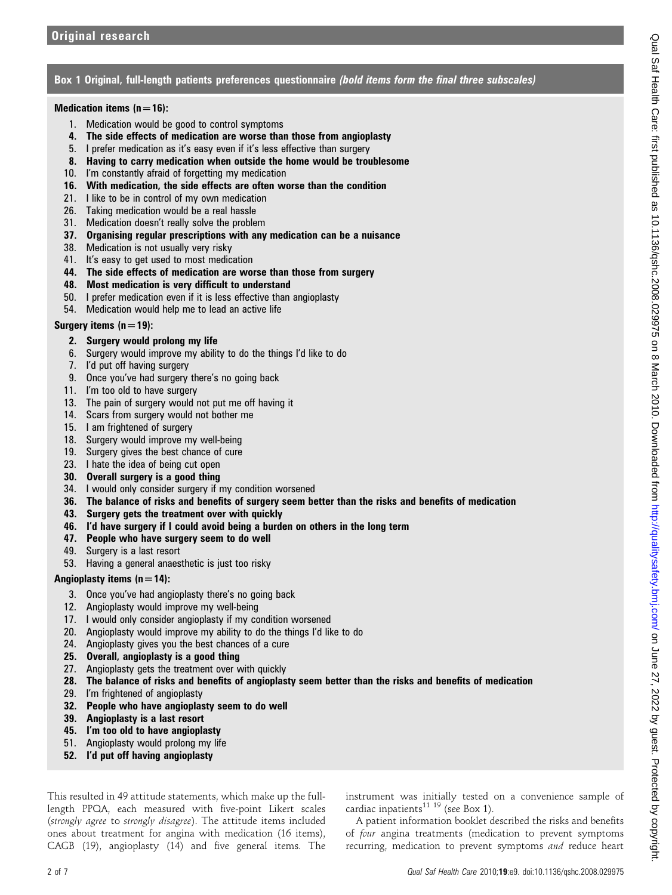## Box 1 Original, full-length patients preferences questionnaire *(bold items form the final three subscales)*

**Medication items (n=16):**

1. Medication would be good to control symptoms
4. **The side effects of medication are worse than those from angioplasty**
5. I prefer medication as it's easy even if it's less effective than surgery
8. **Having to carry medication when outside the home would be troublesome**
10. I'm constantly afraid of forgetting my medication
16. **With medication, the side effects are often worse than the condition**
21. I like to be in control of my own medication
26. Taking medication would be a real hassle
31. Medication doesn't really solve the problem
37. **Organising regular prescriptions with any medication can be a nuisance**
38. Medication is not usually very risky
41. It's easy to get used to most medication
44. **The side effects of medication are worse than those from surgery**
48. **Most medication is very difficult to understand**
50. I prefer medication even if it is less effective than angioplasty
54. Medication would help me to lead an active life

**Surgery items (n=19):**

2. **Surgery would prolong my life**
6. Surgery would improve my ability to do the things I'd like to do
7. I'd put off having surgery
9. Once you've had surgery there's no going back
11. I'm too old to have surgery
13. The pain of surgery would not put me off having it
14. Scars from surgery would not bother me
15. I am frightened of surgery
18. Surgery would improve my well-being
19. Surgery gives the best chance of cure
23. I hate the idea of being cut open
30. **Overall surgery is a good thing**
34. I would only consider surgery if my condition worsened
36. **The balance of risks and benefits of surgery seem better than the risks and benefits of medication**
43. **Surgery gets the treatment over with quickly**
46. **I'd have surgery if I could avoid being a burden on others in the long term**
47. **People who have surgery seem to do well**
49. Surgery is a last resort
53. Having a general anaesthetic is just too risky

**Angioplasty items (n=14):**

3. Once you've had angioplasty there's no going back
12. Angioplasty would improve my well-being
17. I would only consider angioplasty if my condition worsened
20. Angioplasty would improve my ability to do the things I'd like to do
24. Angioplasty gives you the best chances of a cure
25. **Overall, angioplasty is a good thing**
27. Angioplasty gets the treatment over with quickly
28. **The balance of risks and benefits of angioplasty seem better than the risks and benefits of medication**
29. I'm frightened of angioplasty
32. **People who have angioplasty seem to do well**
39. **Angioplasty is a last resort**
45. **I'm too old to have angioplasty**
51. Angioplasty would prolong my life
52. **I'd put off having angioplasty**

This resulted in 49 attitude statements, which make up the full-length PPQA, each measured with five-point Likert scales (*strongly agree* to *strongly disagree*). The attitude items included ones about treatment for angina with medication (16 items), CAGB (19), angioplasty (14) and five general items. The instrument was initially tested on a convenience sample of cardiac inpatients[11 19] (see Box 1).

A patient information booklet described the risks and benefits of *four* angina treatments (medication to prevent symptoms recurring, medication to prevent symptoms *and* reduce heart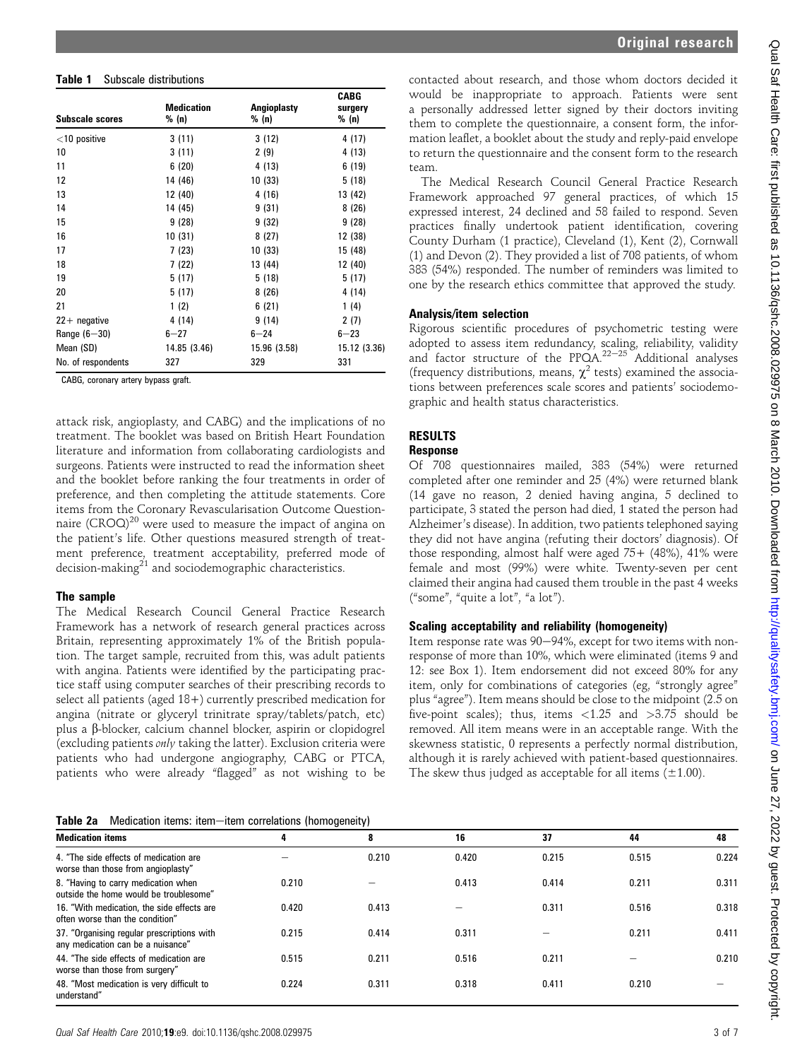**Table 1** Subscale distributions

| Subscale scores | Medication % (n) | Angioplasty % (n) | CABG surgery % (n) |
|---|---|---|---|
| <10 positive | 3 (11) | 3 (12) | 4 (17) |
| 10 | 3 (11) | 2 (9) | 4 (13) |
| 11 | 6 (20) | 4 (13) | 6 (19) |
| 12 | 14 (46) | 10 (33) | 5 (18) |
| 13 | 12 (40) | 4 (16) | 13 (42) |
| 14 | 14 (45) | 9 (31) | 8 (26) |
| 15 | 9 (28) | 9 (32) | 9 (28) |
| 16 | 10 (31) | 8 (27) | 12 (38) |
| 17 | 7 (23) | 10 (33) | 15 (48) |
| 18 | 7 (22) | 13 (44) | 12 (40) |
| 19 | 5 (17) | 5 (18) | 5 (17) |
| 20 | 5 (17) | 8 (26) | 4 (14) |
| 21 | 1 (2) | 6 (21) | 1 (4) |
| 22+ negative | 4 (14) | 9 (14) | 2 (7) |
| Range (6–30) | 6–27 | 6–24 | 6–23 |
| Mean (SD) | 14.85 (3.46) | 15.96 (3.58) | 15.12 (3.36) |
| No. of respondents | 327 | 329 | 331 |

CABG, coronary artery bypass graft.

attack risk, angioplasty, and CABG) and the implications of no treatment. The booklet was based on British Heart Foundation literature and information from collaborating cardiologists and surgeons. Patients were instructed to read the information sheet and the booklet before ranking the four treatments in order of preference, and then completing the attitude statements. Core items from the Coronary Revascularisation Outcome Questionnaire (CROQ)[20] were used to measure the impact of angina on the patient's life. Other questions measured strength of treatment preference, treatment acceptability, preferred mode of decision-making[21] and sociodemographic characteristics.

### The sample

The Medical Research Council General Practice Research Framework has a network of research general practices across Britain, representing approximately 1% of the British population. The target sample, recruited from this, was adult patients with angina. Patients were identified by the participating practice staff using computer searches of their prescribing records to select all patients (aged 18+) currently prescribed medication for angina (nitrate or glyceryl trinitrate spray/tablets/patch, etc) plus a β-blocker, calcium channel blocker, aspirin or clopidogrel (excluding patients *only* taking the latter). Exclusion criteria were patients who had undergone angiography, CABG or PTCA, patients who were already "flagged" as not wishing to be contacted about research, and those whom doctors decided it would be inappropriate to approach. Patients were sent a personally addressed letter signed by their doctors inviting them to complete the questionnaire, a consent form, the information leaflet, a booklet about the study and reply-paid envelope to return the questionnaire and the consent form to the research team.

The Medical Research Council General Practice Research Framework approached 97 general practices, of which 15 expressed interest, 24 declined and 58 failed to respond. Seven practices finally undertook patient identification, covering County Durham (1 practice), Cleveland (1), Kent (2), Cornwall (1) and Devon (2). They provided a list of 708 patients, of whom 383 (54%) responded. The number of reminders was limited to one by the research ethics committee that approved the study.

### Analysis/item selection

Rigorous scientific procedures of psychometric testing were adopted to assess item redundancy, scaling, reliability, validity and factor structure of the PPQA.[22–25] Additional analyses (frequency distributions, means, $\chi^2$ tests) examined the associations between preferences scale scores and patients' sociodemographic and health status characteristics.

## RESULTS

### Response

Of 708 questionnaires mailed, 383 (54%) were returned completed after one reminder and 25 (4%) were returned blank (14 gave no reason, 2 denied having angina, 5 declined to participate, 3 stated the person had died, 1 stated the person had Alzheimer's disease). In addition, two patients telephoned saying they did not have angina (refuting their doctors' diagnosis). Of those responding, almost half were aged 75+ (48%), 41% were female and most (99%) were white. Twenty-seven per cent claimed their angina had caused them trouble in the past 4 weeks ("some", "quite a lot", "a lot").

### Scaling acceptability and reliability (homogeneity)

Item response rate was 90–94%, except for two items with non-response of more than 10%, which were eliminated (items 9 and 12: see Box 1). Item endorsement did not exceed 80% for any item, only for combinations of categories (eg, "strongly agree" plus "agree"). Item means should be close to the midpoint (2.5 on five-point scales); thus, items <1.25 and >3.75 should be removed. All item means were in an acceptable range. With the skewness statistic, 0 represents a perfectly normal distribution, although it is rarely achieved with patient-based questionnaires. The skew thus judged as acceptable for all items (±1.00).

**Table 2a** Medication items: item–item correlations (homogeneity)

| Medication items | 4 | 8 | 16 | 37 | 44 | 48 |
|---|---|---|---|---|---|---|
| 4. "The side effects of medication are worse than those from angioplasty" | – | 0.210 | 0.420 | 0.215 | 0.515 | 0.224 |
| 8. "Having to carry medication when outside the home would be troublesome" | 0.210 | – | 0.413 | 0.414 | 0.211 | 0.311 |
| 16. "With medication, the side effects are often worse than the condition" | 0.420 | 0.413 | – | 0.311 | 0.516 | 0.318 |
| 37. "Organising regular prescriptions with any medication can be a nuisance" | 0.215 | 0.414 | 0.311 | – | 0.211 | 0.411 |
| 44. "The side effects of medication are worse than those from surgery" | 0.515 | 0.211 | 0.516 | 0.211 | – | 0.210 |
| 48. "Most medication is very difficult to understand" | 0.224 | 0.311 | 0.318 | 0.411 | 0.210 | – |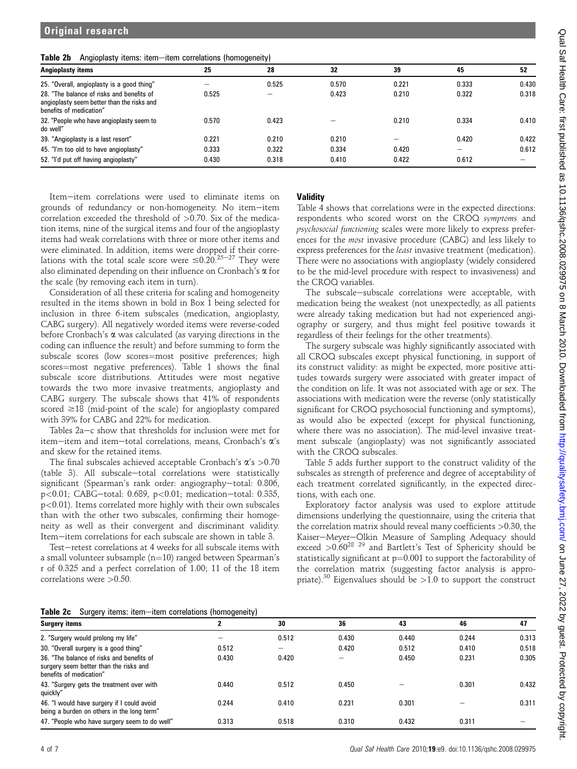**Table 2b** Angioplasty items: item–item correlations (homogeneity)

| Angioplasty items | 25 | 28 | 32 | 39 | 45 | 52 |
|---|---|---|---|---|---|---|
| 25. "Overall, angioplasty is a good thing" | – | 0.525 | 0.570 | 0.221 | 0.333 | 0.430 |
| 28. "The balance of risks and benefits of angioplasty seem better than the risks and benefits of medication" | 0.525 | – | 0.423 | 0.210 | 0.322 | 0.318 |
| 32. "People who have angioplasty seem to do well" | 0.570 | 0.423 | – | 0.210 | 0.334 | 0.410 |
| 39. "Angioplasty is a last resort" | 0.221 | 0.210 | 0.210 | – | 0.420 | 0.422 |
| 45. "I'm too old to have angioplasty" | 0.333 | 0.322 | 0.334 | 0.420 | – | 0.612 |
| 52. "I'd put off having angioplasty" | 0.430 | 0.318 | 0.410 | 0.422 | 0.612 | – |

Item–item correlations were used to eliminate items on grounds of redundancy or non-homogeneity. No item–item correlation exceeded the threshold of >0.70. Six of the medication items, nine of the surgical items and four of the angioplasty items had weak correlations with three or more other items and were eliminated. In addition, items were dropped if their correlations with the total scale score were ≤0.20.[25–27] They were also eliminated depending on their influence on Cronbach's α for the scale (by removing each item in turn).

Consideration of all these criteria for scaling and homogeneity resulted in the items shown in bold in Box 1 being selected for inclusion in three 6-item subscales (medication, angioplasty, CABG surgery). All negatively worded items were reverse-coded before Cronbach's α was calculated (as varying directions in the coding can influence the result) and before summing to form the subscale scores (low scores=most positive preferences; high scores=most negative preferences). Table 1 shows the final subscale score distributions. Attitudes were most negative towards the two more invasive treatments, angioplasty and CABG surgery. The subscale shows that 41% of respondents scored ≥18 (mid-point of the scale) for angioplasty compared with 39% for CABG and 22% for medication.

Tables 2a–c show that thresholds for inclusion were met for item–item and item–total correlations, means, Cronbach's α's and skew for the retained items.

The final subscales achieved acceptable Cronbach's α's >0.70 (table 3). All subscale–total correlations were statistically significant (Spearman's rank order: angiography–total: 0.806, p<0.01; CABG–total: 0.689, p<0.01; medication–total: 0.335, p<0.01). Items correlated more highly with their own subscales than with the other two subscales, confirming their homogeneity as well as their convergent and discriminant validity. Item–item correlations for each subscale are shown in table 3.

Test–retest correlations at 4 weeks for all subscale items with a small volunteer subsample (n=10) ranged between Spearman's r of 0.325 and a perfect correlation of 1.00; 11 of the 18 item correlations were >0.50.

## Validity

Table 4 shows that correlations were in the expected directions: respondents who scored worst on the CROQ *symptoms* and *psychosocial functioning* scales were more likely to express preferences for the *most* invasive procedure (CABG) and less likely to express preferences for the *least* invasive treatment (medication). There were no associations with angioplasty (widely considered to be the mid-level procedure with respect to invasiveness) and the CROQ variables.

The subscale–subscale correlations were acceptable, with medication being the weakest (not unexpectedly, as all patients were already taking medication but had not experienced angiography or surgery, and thus might feel positive towards it regardless of their feelings for the other treatments).

The surgery subscale was highly significantly associated with all CROQ subscales except physical functioning, in support of its construct validity: as might be expected, more positive attitudes towards surgery were associated with greater impact of the condition on life. It was not associated with age or sex. The associations with medication were the reverse (only statistically significant for CROQ psychosocial functioning and symptoms), as would also be expected (except for physical functioning, where there was no association). The mid-level invasive treatment subscale (angioplasty) was not significantly associated with the CROQ subscales.

Table 5 adds further support to the construct validity of the subscales as strength of preference and degree of acceptability of each treatment correlated significantly, in the expected directions, with each one.

Exploratory factor analysis was used to explore attitude dimensions underlying the questionnaire, using the criteria that the correlation matrix should reveal many coefficients >0.30, the Kaiser–Meyer–Olkin Measure of Sampling Adequacy should exceed >0.60[28 29] and Bartlett's Test of Sphericity should be statistically significant at p=0.001 to support the factorability of the correlation matrix (suggesting factor analysis is appropriate).[30] Eigenvalues should be >1.0 to support the construct

**Table 2c** Surgery items: item–item correlations (homogeneity)

| Surgery items | 2 | 30 | 36 | 43 | 46 | 47 |
|---|---|---|---|---|---|---|
| 2. "Surgery would prolong my life" | – | 0.512 | 0.430 | 0.440 | 0.244 | 0.313 |
| 30. "Overall surgery is a good thing" | 0.512 | – | 0.420 | 0.512 | 0.410 | 0.518 |
| 36. "The balance of risks and benefits of surgery seem better than the risks and benefits of medication" | 0.430 | 0.420 | – | 0.450 | 0.231 | 0.305 |
| 43. "Surgery gets the treatment over with quickly" | 0.440 | 0.512 | 0.450 | – | 0.301 | 0.432 |
| 46. "I would have surgery if I could avoid being a burden on others in the long term" | 0.244 | 0.410 | 0.231 | 0.301 | – | 0.311 |
| 47. "People who have surgery seem to do well" | 0.313 | 0.518 | 0.310 | 0.432 | 0.311 | – |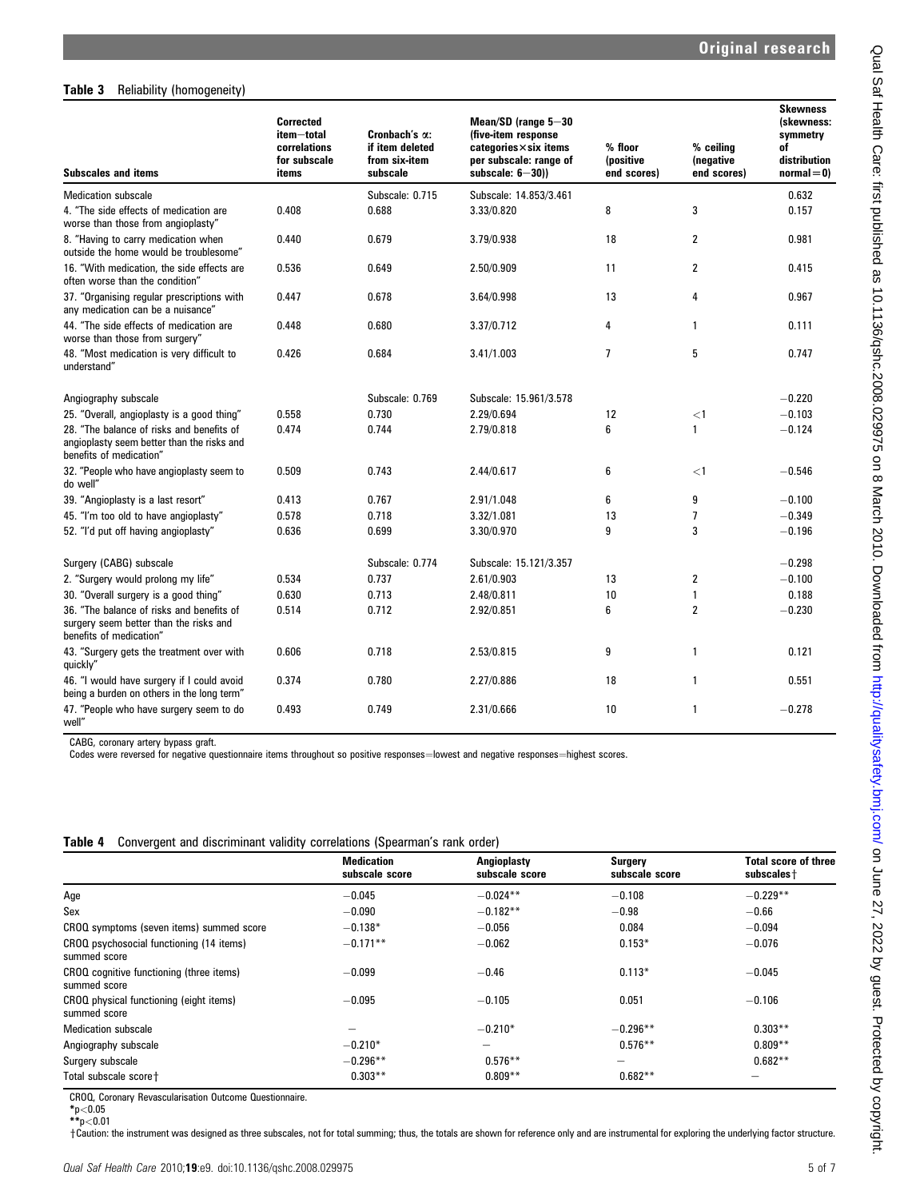**Table 3** Reliability (homogeneity)

| Subscales and items | Corrected item−total correlations for subscale items | Cronbach's α: if item deleted from six-item subscale | Mean/SD (range 5−30 (five-item response categories×six items per subscale: range of subscale: 6−30)) | % floor (positive end scores) | % ceiling (negative end scores) | Skewness (skewness: symmetry of distribution normal=0) |
|---|---|---|---|---|---|---|
| Medication subscale | | Subscale: 0.715 | Subscale: 14.853/3.461 | | | 0.632 |
| 4. "The side effects of medication are worse than those from angioplasty" | 0.408 | 0.688 | 3.33/0.820 | 8 | 3 | 0.157 |
| 8. "Having to carry medication when outside the home would be troublesome" | 0.440 | 0.679 | 3.79/0.938 | 18 | 2 | 0.981 |
| 16. "With medication, the side effects are often worse than the condition" | 0.536 | 0.649 | 2.50/0.909 | 11 | 2 | 0.415 |
| 37. "Organising regular prescriptions with any medication can be a nuisance" | 0.447 | 0.678 | 3.64/0.998 | 13 | 4 | 0.967 |
| 44. "The side effects of medication are worse than those from surgery" | 0.448 | 0.680 | 3.37/0.712 | 4 | 1 | 0.111 |
| 48. "Most medication is very difficult to understand" | 0.426 | 0.684 | 3.41/1.003 | 7 | 5 | 0.747 |
| Angiography subscale | | Subscale: 0.769 | Subscale: 15.961/3.578 | | | −0.220 |
| 25. "Overall, angioplasty is a good thing" | 0.558 | 0.730 | 2.29/0.694 | 12 | <1 | −0.103 |
| 28. "The balance of risks and benefits of angioplasty seem better than the risks and benefits of medication" | 0.474 | 0.744 | 2.79/0.818 | 6 | 1 | −0.124 |
| 32. "People who have angioplasty seem to do well" | 0.509 | 0.743 | 2.44/0.617 | 6 | <1 | −0.546 |
| 39. "Angioplasty is a last resort" | 0.413 | 0.767 | 2.91/1.048 | 6 | 9 | −0.100 |
| 45. "I'm too old to have angioplasty" | 0.578 | 0.718 | 3.32/1.081 | 13 | 7 | −0.349 |
| 52. "I'd put off having angioplasty" | 0.636 | 0.699 | 3.30/0.970 | 9 | 3 | −0.196 |
| Surgery (CABG) subscale | | Subscale: 0.774 | Subscale: 15.121/3.357 | | | −0.298 |
| 2. "Surgery would prolong my life" | 0.534 | 0.737 | 2.61/0.903 | 13 | 2 | −0.100 |
| 30. "Overall surgery is a good thing" | 0.630 | 0.713 | 2.48/0.811 | 10 | 1 | 0.188 |
| 36. "The balance of risks and benefits of surgery seem better than the risks and benefits of medication" | 0.514 | 0.712 | 2.92/0.851 | 6 | 2 | −0.230 |
| 43. "Surgery gets the treatment over with quickly" | 0.606 | 0.718 | 2.53/0.815 | 9 | 1 | 0.121 |
| 46. "I would have surgery if I could avoid being a burden on others in the long term" | 0.374 | 0.780 | 2.27/0.886 | 18 | 1 | 0.551 |
| 47. "People who have surgery seem to do well" | 0.493 | 0.749 | 2.31/0.666 | 10 | 1 | −0.278 |

CABG, coronary artery bypass graft.
Codes were reversed for negative questionnaire items throughout so positive responses=lowest and negative responses=highest scores.

**Table 4** Convergent and discriminant validity correlations (Spearman's rank order)

| | Medication subscale score | Angioplasty subscale score | Surgery subscale score | Total score of three subscales† |
|---|---|---|---|---|
| Age | −0.045 | −0.024** | −0.108 | −0.229** |
| Sex | −0.090 | −0.182** | −0.98 | −0.66 |
| CROQ symptoms (seven items) summed score | −0.138* | −0.056 | 0.084 | −0.094 |
| CROQ psychosocial functioning (14 items) summed score | −0.171** | −0.062 | 0.153* | −0.076 |
| CROQ cognitive functioning (three items) summed score | −0.099 | −0.46 | 0.113* | −0.045 |
| CROQ physical functioning (eight items) summed score | −0.095 | −0.105 | 0.051 | −0.106 |
| Medication subscale | – | −0.210* | −0.296** | 0.303** |
| Angiography subscale | −0.210* | – | 0.576** | 0.809** |
| Surgery subscale | −0.296** | 0.576** | – | 0.682** |
| Total subscale score† | 0.303** | 0.809** | 0.682** | – |

CROQ, Coronary Revascularisation Outcome Questionnaire.
*$p<0.05$
**$p<0.01$
†Caution: the instrument was designed as three subscales, not for total summing; thus, the totals are shown for reference only and are instrumental for exploring the underlying factor structure.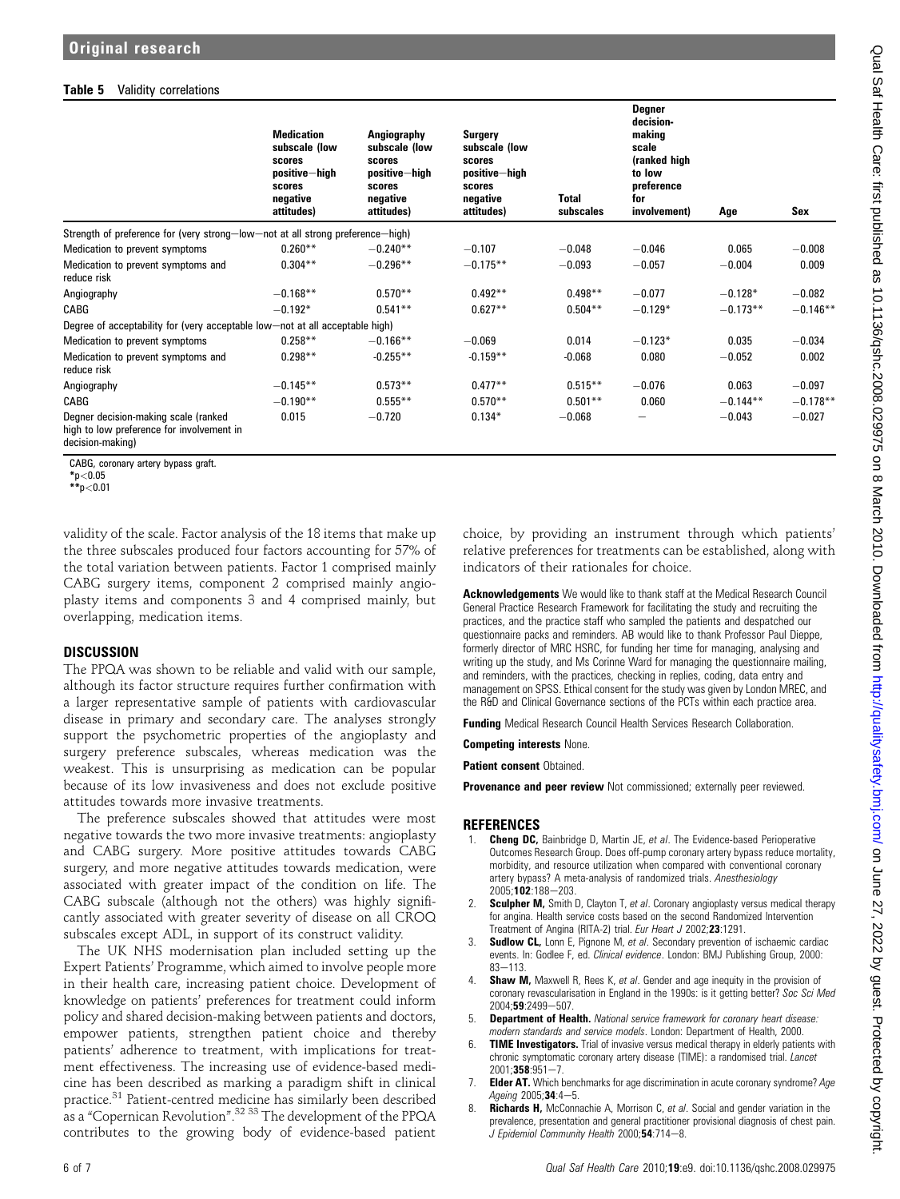**Table 5** Validity correlations

| | Medication subscale (low scores positive—high scores negative attitudes) | Angiography subscale (low scores positive—high scores negative attitudes) | Surgery subscale (low scores positive—high scores negative attitudes) | Total subscales | Degner decision-making scale (ranked high to low preference for involvement) | Age | Sex |
|---|---|---|---|---|---|---|---|
| Strength of preference for (very strong—low—not at all strong preference—high) | | | | | | | |
| Medication to prevent symptoms | 0.260** | −0.240** | −0.107 | −0.048 | −0.046 | 0.065 | −0.008 |
| Medication to prevent symptoms and reduce risk | 0.304** | −0.296** | −0.175** | −0.093 | −0.057 | −0.004 | 0.009 |
| Angiography | −0.168** | 0.570** | 0.492** | 0.498** | −0.077 | −0.128* | −0.082 |
| CABG | −0.192* | 0.541** | 0.627** | 0.504** | −0.129* | −0.173** | −0.146** |
| Degree of acceptability for (very acceptable low—not at all acceptable high) | | | | | | | |
| Medication to prevent symptoms | 0.258** | −0.166** | −0.069 | 0.014 | −0.123* | 0.035 | −0.034 |
| Medication to prevent symptoms and reduce risk | 0.298** | -0.255** | -0.159** | -0.068 | 0.080 | −0.052 | 0.002 |
| Angiography | −0.145** | 0.573** | 0.477** | 0.515** | −0.076 | 0.063 | −0.097 |
| CABG | −0.190** | 0.555** | 0.570** | 0.501** | 0.060 | −0.144** | −0.178** |
| Degner decision-making scale (ranked high to low preference for involvement in decision-making) | 0.015 | −0.720 | 0.134* | −0.068 | — | −0.043 | −0.027 |

CABG, coronary artery bypass graft.
*$p<0.05$
**$p<0.01$

validity of the scale. Factor analysis of the 18 items that make up the three subscales produced four factors accounting for 57% of the total variation between patients. Factor 1 comprised mainly CABG surgery items, component 2 comprised mainly angioplasty items and components 3 and 4 comprised mainly, but overlapping, medication items.

## DISCUSSION

The PPQA was shown to be reliable and valid with our sample, although its factor structure requires further confirmation with a larger representative sample of patients with cardiovascular disease in primary and secondary care. The analyses strongly support the psychometric properties of the angioplasty and surgery preference subscales, whereas medication was the weakest. This is unsurprising as medication can be popular because of its low invasiveness and does not exclude positive attitudes towards more invasive treatments.

The preference subscales showed that attitudes were most negative towards the two more invasive treatments: angioplasty and CABG surgery. More positive attitudes towards CABG surgery, and more negative attitudes towards medication, were associated with greater impact of the condition on life. The CABG subscale (although not the others) was highly significantly associated with greater severity of disease on all CROQ subscales except ADL, in support of its construct validity.

The UK NHS modernisation plan included setting up the Expert Patients' Programme, which aimed to involve people more in their health care, increasing patient choice. Development of knowledge on patients' preferences for treatment could inform policy and shared decision-making between patients and doctors, empower patients, strengthen patient choice and thereby patients' adherence to treatment, with implications for treatment effectiveness. The increasing use of evidence-based medicine has been described as marking a paradigm shift in clinical practice.[31] Patient-centred medicine has similarly been described as a "Copernican Revolution".[32 33] The development of the PPQA contributes to the growing body of evidence-based patient choice, by providing an instrument through which patients' relative preferences for treatments can be established, along with indicators of their rationales for choice.

**Acknowledgements** We would like to thank staff at the Medical Research Council General Practice Research Framework for facilitating the study and recruiting the practices, and the practice staff who sampled the patients and despatched our questionnaire packs and reminders. AB would like to thank Professor Paul Dieppe, formerly director of MRC HSRC, for funding her time for managing, analysing and writing up the study, and Ms Corinne Ward for managing the questionnaire mailing, and reminders, with the practices, checking in replies, coding, data entry and management on SPSS. Ethical consent for the study was given by London MREC, and the R&D and Clinical Governance sections of the PCTs within each practice area.

**Funding** Medical Research Council Health Services Research Collaboration.

**Competing interests** None.

**Patient consent** Obtained.

**Provenance and peer review** Not commissioned; externally peer reviewed.

## REFERENCES

1. **Cheng DC,** Bainbridge D, Martin JE, *et al*. The Evidence-based Perioperative Outcomes Research Group. Does off-pump coronary artery bypass reduce mortality, morbidity, and resource utilization when compared with conventional coronary artery bypass? A meta-analysis of randomized trials. *Anesthesiology* 2005;**102**:188—203.
2. **Sculpher M,** Smith D, Clayton T, *et al*. Coronary angioplasty versus medical therapy for angina. Health service costs based on the second Randomized Intervention Treatment of Angina (RITA-2) trial. *Eur Heart J* 2002;**23**:1291.
3. **Sudlow CL,** Lonn E, Pignone M, *et al*. Secondary prevention of ischaemic cardiac events. In: Godlee F, ed. *Clinical evidence*. London: BMJ Publishing Group, 2000: 83—113.
4. **Shaw M,** Maxwell R, Rees K, *et al*. Gender and age inequity in the provision of coronary revascularisation in England in the 1990s: is it getting better? *Soc Sci Med* 2004;**59**:2499—507.
5. **Department of Health.** *National service framework for coronary heart disease: modern standards and service models*. London: Department of Health, 2000.
6. **TIME Investigators.** Trial of invasive versus medical therapy in elderly patients with chronic symptomatic coronary artery disease (TIME): a randomised trial. *Lancet* 2001;**358**:951—7.
7. **Elder AT.** Which benchmarks for age discrimination in acute coronary syndrome? *Age Ageing* 2005;**34**:4—5.
8. **Richards H,** McConnachie A, Morrison C, *et al*. Social and gender variation in the prevalence, presentation and general practitioner provisional diagnosis of chest pain. *J Epidemiol Community Health* 2000;**54**:714—8.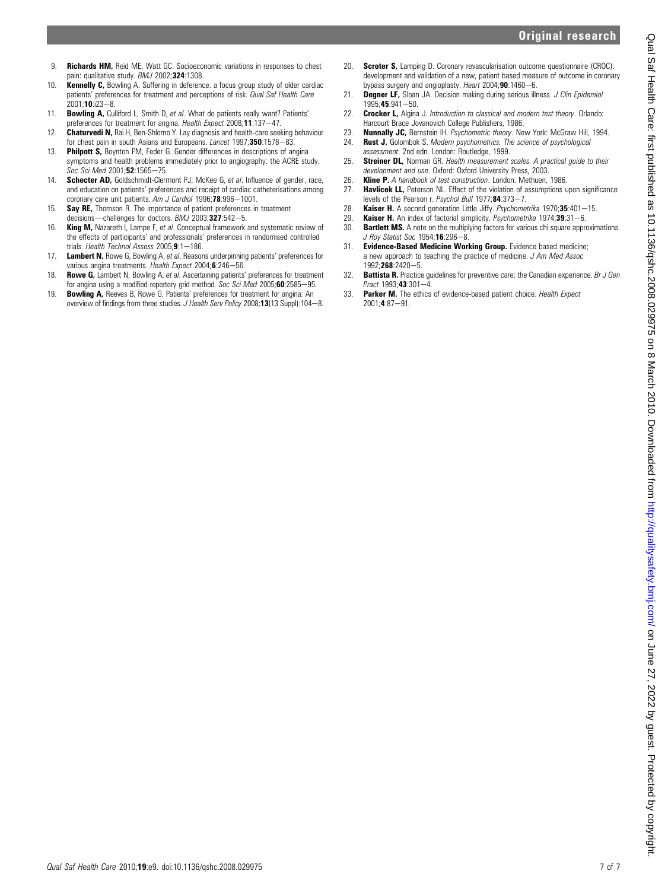9. **Richards HM,** Reid ME, Watt GC. Socioeconomic variations in responses to chest pain: qualitative study. *BMJ* 2002;**324**:1308.
10. **Kennelly C,** Bowling A. Suffering in deference: a focus group study of older cardiac patients' preferences for treatment and perceptions of risk. *Qual Saf Health Care* 2001;**10**:i23–8.
11. **Bowling A,** Culliford L, Smith D, *et al*. What do patients really want? Patients' preferences for treatment for angina. *Health Expect* 2008;**11**:137–47.
12. **Chaturvedi N,** Rai H, Ben-Shlomo Y. Lay diagnosis and health-care seeking behaviour for chest pain in south Asians and Europeans. *Lancet* 1997;**350**:1578–83.
13. **Philpott S,** Boynton PM, Feder G. Gender differences in descriptions of angina symptoms and health problems immediately prior to angiography: the ACRE study. *Soc Sci Med* 2001;**52**:1565–75.
14. **Schecter AD,** Goldschmidt-Clermont PJ, McKee G, *et al*. Influence of gender, race, and education on patients' preferences and receipt of cardiac catheterisations among coronary care unit patients. *Am J Cardiol* 1996;**78**:996–1001.
15. **Say RE,** Thomson R. The importance of patient preferences in treatment decisions—challenges for doctors. *BMJ* 2003;**327**:542–5.
16. **King M,** Nazareth I, Lampe F, *et al*. Conceptual framework and systematic review of the effects of participants' and professionals' preferences in randomised controlled trials. *Health Technol Assess* 2005;**9**:1–186.
17. **Lambert N,** Rowe G, Bowling A, *et al*. Reasons underpinning patients' preferences for various angina treatments. *Health Expect* 2004;**6**:246–56.
18. **Rowe G,** Lambert N, Bowling A, *et al*. Ascertaining patients' preferences for treatment for angina using a modified repertory grid method. *Soc Sci Med* 2005;**60**:2585–95.
19. **Bowling A,** Reeves B, Rowe G. Patients' preferences for treatment for angina: An overview of findings from three studies. *J Health Serv Policy* 2008;**13**(13 Suppl):104–8.
20. **Scroter S,** Lamping D. Coronary revascularisation outcome questionnaire (CROC): development and validation of a new, patient based measure of outcome in coronary bypass surgery and angioplasty. *Heart* 2004;**90**:1460–6.
21. **Degner LF,** Sloan JA. Decision making during serious illness. *J Clin Epidemiol* 1995;**45**:941–50.
22. **Crocker L,** Algina J. *Introduction to classical and modern test theory*. Orlando: Harcourt Brace Jovanovich College Publishers, 1986.
23. **Nunnally JC,** Bernstein IH. *Psychometric theory*. New York: McGraw Hill, 1994.
24. **Rust J,** Golombok S. *Modern psychometrics. The science of psychological assessment*. 2nd edn. London: Routledge, 1999.
25. **Streiner DL,** Norman GR. *Health measurement scales. A practical guide to their development and use*. Oxford: Oxford University Press, 2003.
26. **Kline P.** *A handbook of test construction*. London: Methuen, 1986.
27. **Havlicek LL,** Peterson NL. Effect of the violation of assumptions upon significance levels of the Pearson r. *Psychol Bull* 1977;**84**:373–7.
28. **Kaiser H.** A second generation Little Jiffy. *Psychometrika* 1970;**35**:401–15.
29. **Kaiser H.** An index of factorial simplicity. *Psychometrika* 1974;**39**:31–6.
30. **Bartlett MS.** A note on the multiplying factors for various chi square approximations. *J Roy Statist Soc* 1954;**16**:296–8.
31. **Evidence-Based Medicine Working Group.** Evidence based medicine; a new approach to teaching the practice of medicine. *J Am Med Assoc* 1992;**268**:2420–5.
32. **Battista R.** Practice guidelines for preventive care: the Canadian experience. *Br J Gen Pract* 1993;**43**:301–4.
33. **Parker M.** The ethics of evidence-based patient choice. *Health Expect* 2001;**4**:87–91.